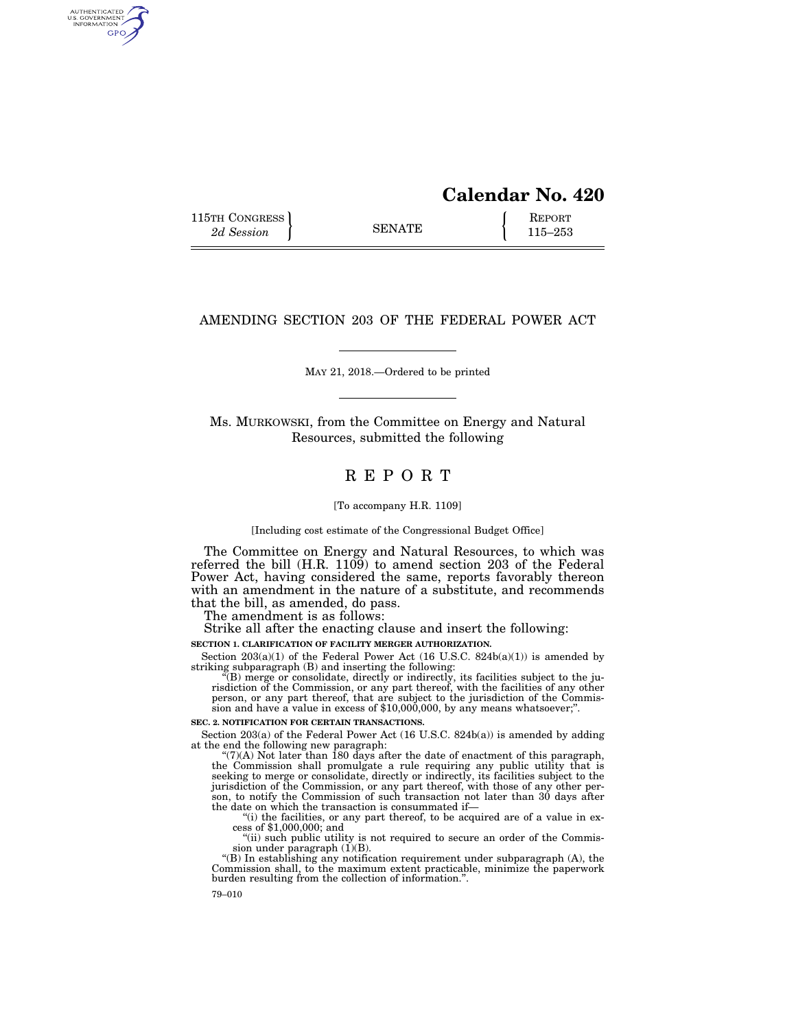# Calendar No. 420

115TH CONGRESS
*2d Session*

SENATE

REPORT
115–253

## AMENDING SECTION 203 OF THE FEDERAL POWER ACT

MAY 21, 2018.—Ordered to be printed

Ms. MURKOWSKI, from the Committee on Energy and Natural Resources, submitted the following

## REPORT

[To accompany H.R. 1109]

[Including cost estimate of the Congressional Budget Office]

The Committee on Energy and Natural Resources, to which was referred the bill (H.R. 1109) to amend section 203 of the Federal Power Act, having considered the same, reports favorably thereon with an amendment in the nature of a substitute, and recommends that the bill, as amended, do pass.

The amendment is as follows:

Strike all after the enacting clause and insert the following:

**SECTION 1. CLARIFICATION OF FACILITY MERGER AUTHORIZATION.**

Section 203(a)(1) of the Federal Power Act (16 U.S.C. 824b(a)(1)) is amended by striking subparagraph (B) and inserting the following:

"(B) merge or consolidate, directly or indirectly, its facilities subject to the jurisdiction of the Commission, or any part thereof, with the facilities of any other person, or any part thereof, that are subject to the jurisdiction of the Commission and have a value in excess of $10,000,000, by any means whatsoever;".

**SEC. 2. NOTIFICATION FOR CERTAIN TRANSACTIONS.**

Section 203(a) of the Federal Power Act (16 U.S.C. 824b(a)) is amended by adding at the end the following new paragraph:

"(7)(A) Not later than 180 days after the date of enactment of this paragraph, the Commission shall promulgate a rule requiring any public utility that is seeking to merge or consolidate, directly or indirectly, its facilities subject to the jurisdiction of the Commission, or any part thereof, with those of any other person, to notify the Commission of such transaction not later than 30 days after the date on which the transaction is consummated if—

"(i) the facilities, or any part thereof, to be acquired are of a value in excess of $1,000,000; and

"(ii) such public utility is not required to secure an order of the Commission under paragraph (1)(B).

"(B) In establishing any notification requirement under subparagraph (A), the Commission shall, to the maximum extent practicable, minimize the paperwork burden resulting from the collection of information.".

79–010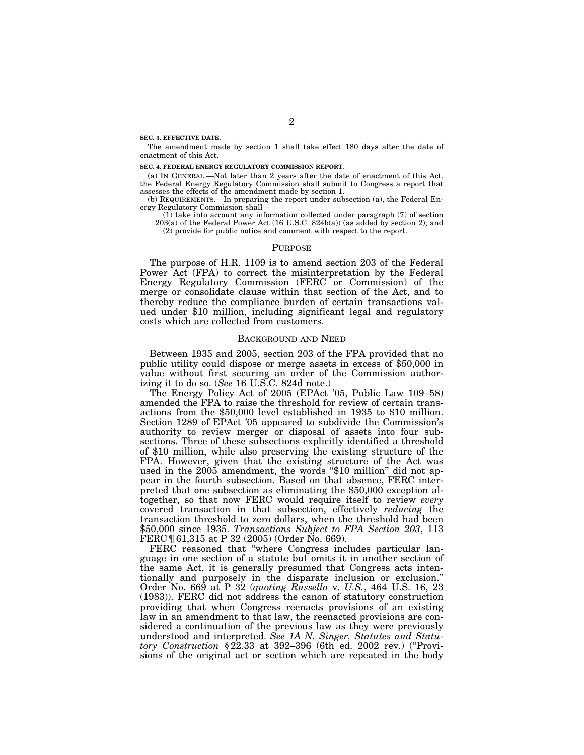**SEC. 3. EFFECTIVE DATE.**

The amendment made by section 1 shall take effect 180 days after the date of enactment of this Act.

**SEC. 4. FEDERAL ENERGY REGULATORY COMMISSION REPORT.**

(a) IN GENERAL.—Not later than 2 years after the date of enactment of this Act, the Federal Energy Regulatory Commission shall submit to Congress a report that assesses the effects of the amendment made by section 1.

(b) REQUIREMENTS.—In preparing the report under subsection (a), the Federal Energy Regulatory Commission shall—

(1) take into account any information collected under paragraph (7) of section 203(a) of the Federal Power Act (16 U.S.C. 824b(a)) (as added by section 2); and

(2) provide for public notice and comment with respect to the report.

## PURPOSE

The purpose of H.R. 1109 is to amend section 203 of the Federal Power Act (FPA) to correct the misinterpretation by the Federal Energy Regulatory Commission (FERC or Commission) of the merge or consolidate clause within that section of the Act, and to thereby reduce the compliance burden of certain transactions valued under $10 million, including significant legal and regulatory costs which are collected from customers.

## BACKGROUND AND NEED

Between 1935 and 2005, section 203 of the FPA provided that no public utility could dispose or merge assets in excess of $50,000 in value without first securing an order of the Commission authorizing it to do so. (*See* 16 U.S.C. 824d note.)

The Energy Policy Act of 2005 (EPAct '05, Public Law 109–58) amended the FPA to raise the threshold for review of certain transactions from the $50,000 level established in 1935 to $10 million. Section 1289 of EPAct '05 appeared to subdivide the Commission's authority to review merger or disposal of assets into four subsections. Three of these subsections explicitly identified a threshold of $10 million, while also preserving the existing structure of the FPA. However, given that the existing structure of the Act was used in the 2005 amendment, the words "$10 million" did not appear in the fourth subsection. Based on that absence, FERC interpreted that one subsection as eliminating the $50,000 exception altogether, so that now FERC would require itself to review *every* covered transaction in that subsection, effectively *reducing* the transaction threshold to zero dollars, when the threshold had been $50,000 since 1935. *Transactions Subject to FPA Section 203*, 113 FERC ¶ 61,315 at P 32 (2005) (Order No. 669).

FERC reasoned that "where Congress includes particular language in one section of a statute but omits it in another section of the same Act, it is generally presumed that Congress acts intentionally and purposely in the disparate inclusion or exclusion." Order No. 669 at P 32 (*quoting Russello* v. *U.S.*, 464 U.S. 16, 23 (1983)). FERC did not address the canon of statutory construction providing that when Congress reenacts provisions of an existing law in an amendment to that law, the reenacted provisions are considered a continuation of the previous law as they were previously understood and interpreted. *See 1A N. Singer, Statutes and Statutory Construction* § 22.33 at 392–396 (6th ed. 2002 rev.) ("Provisions of the original act or section which are repeated in the body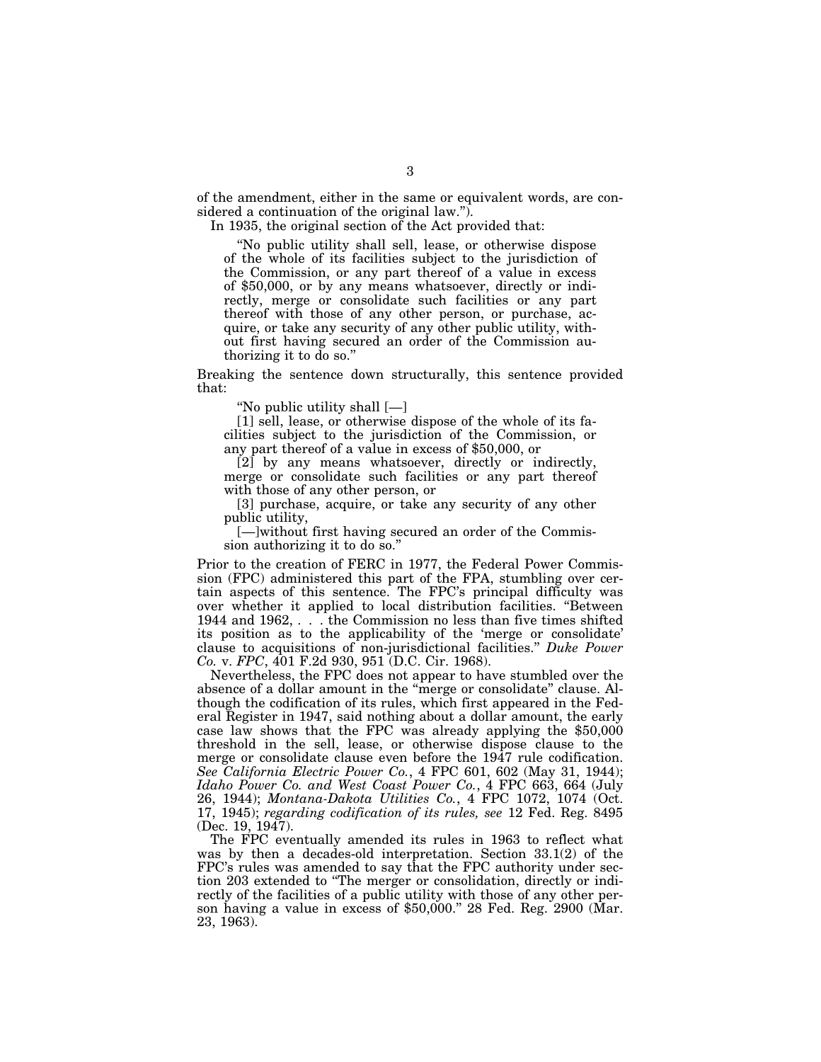of the amendment, either in the same or equivalent words, are considered a continuation of the original law.").

In 1935, the original section of the Act provided that:

> "No public utility shall sell, lease, or otherwise dispose of the whole of its facilities subject to the jurisdiction of the Commission, or any part thereof of a value in excess of $50,000, or by any means whatsoever, directly or indirectly, merge or consolidate such facilities or any part thereof with those of any other person, or purchase, acquire, or take any security of any other public utility, without first having secured an order of the Commission authorizing it to do so."

Breaking the sentence down structurally, this sentence provided that:

> "No public utility shall [—]
>
> [1] sell, lease, or otherwise dispose of the whole of its facilities subject to the jurisdiction of the Commission, or any part thereof of a value in excess of $50,000, or
>
> [2] by any means whatsoever, directly or indirectly, merge or consolidate such facilities or any part thereof with those of any other person, or
>
> [3] purchase, acquire, or take any security of any other public utility,
>
> [—]without first having secured an order of the Commission authorizing it to do so."

Prior to the creation of FERC in 1977, the Federal Power Commission (FPC) administered this part of the FPA, stumbling over certain aspects of this sentence. The FPC's principal difficulty was over whether it applied to local distribution facilities. "Between 1944 and 1962, . . . the Commission no less than five times shifted its position as to the applicability of the 'merge or consolidate' clause to acquisitions of non-jurisdictional facilities." *Duke Power Co.* v. *FPC*, 401 F.2d 930, 951 (D.C. Cir. 1968).

Nevertheless, the FPC does not appear to have stumbled over the absence of a dollar amount in the "merge or consolidate" clause. Although the codification of its rules, which first appeared in the Federal Register in 1947, said nothing about a dollar amount, the early case law shows that the FPC was already applying the $50,000 threshold in the sell, lease, or otherwise dispose clause to the merge or consolidate clause even before the 1947 rule codification. *See California Electric Power Co.*, 4 FPC 601, 602 (May 31, 1944); *Idaho Power Co. and West Coast Power Co.*, 4 FPC 663, 664 (July 26, 1944); *Montana-Dakota Utilities Co.*, 4 FPC 1072, 1074 (Oct. 17, 1945); *regarding codification of its rules, see* 12 Fed. Reg. 8495 (Dec. 19, 1947).

The FPC eventually amended its rules in 1963 to reflect what was by then a decades-old interpretation. Section 33.1(2) of the FPC's rules was amended to say that the FPC authority under section 203 extended to "The merger or consolidation, directly or indirectly of the facilities of a public utility with those of any other person having a value in excess of $50,000." 28 Fed. Reg. 2900 (Mar. 23, 1963).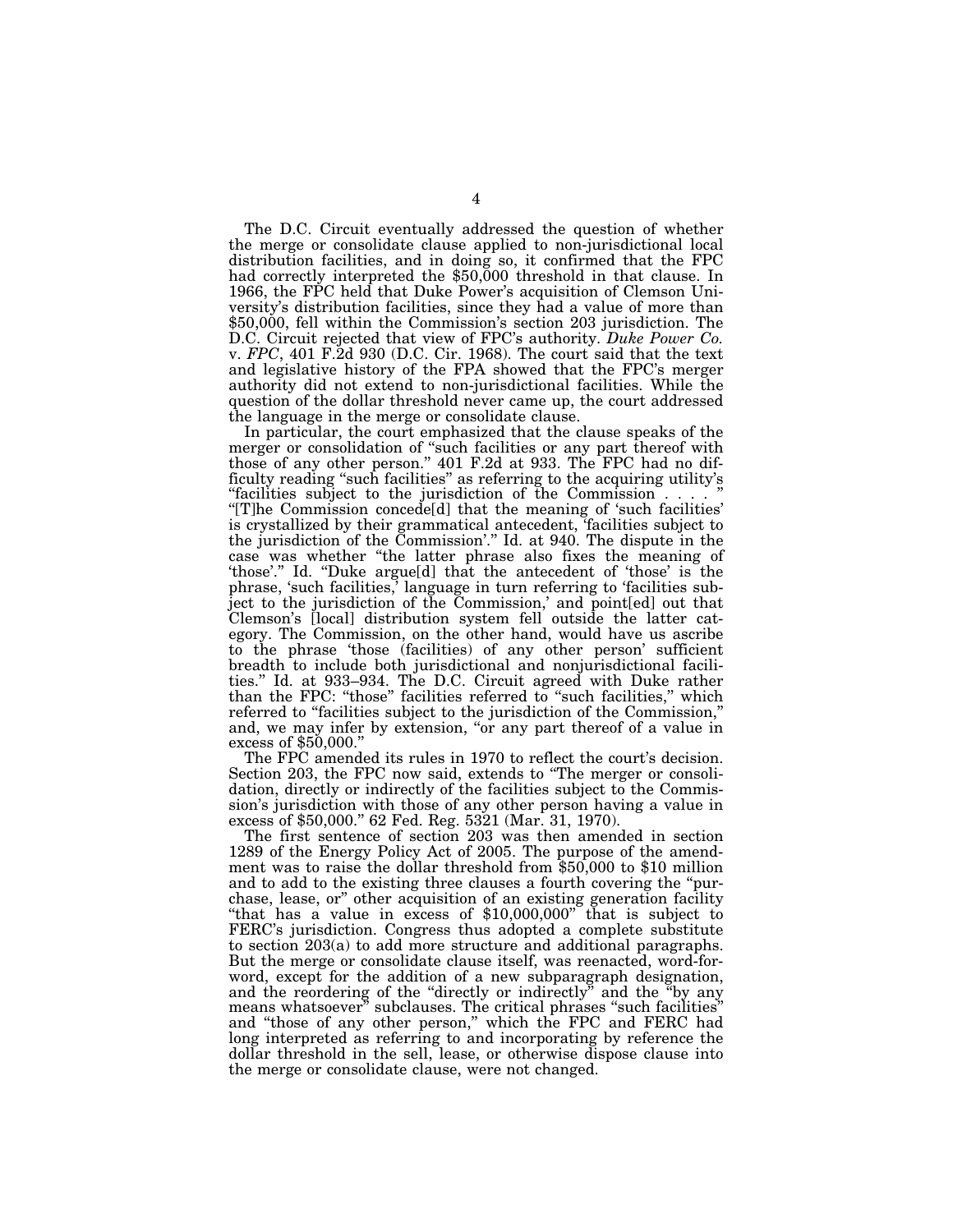The D.C. Circuit eventually addressed the question of whether the merge or consolidate clause applied to non-jurisdictional local distribution facilities, and in doing so, it confirmed that the FPC had correctly interpreted the $50,000 threshold in that clause. In 1966, the FPC held that Duke Power's acquisition of Clemson University's distribution facilities, since they had a value of more than $50,000, fell within the Commission's section 203 jurisdiction. The D.C. Circuit rejected that view of FPC's authority. *Duke Power Co.* v. *FPC*, 401 F.2d 930 (D.C. Cir. 1968). The court said that the text and legislative history of the FPA showed that the FPC's merger authority did not extend to non-jurisdictional facilities. While the question of the dollar threshold never came up, the court addressed the language in the merger or consolidate clause.

In particular, the court emphasized that the clause speaks of the merger or consolidation of "such facilities or any part thereof with those of any other person." 401 F.2d at 933. The FPC had no difficulty reading "such facilities" as referring to the acquiring utility's "facilities subject to the jurisdiction of the Commission . . . . " "[T]he Commission concede[d] that the meaning of 'such facilities' is crystallized by their grammatical antecedent, 'facilities subject to the jurisdiction of the Commission'." Id. at 940. The dispute in the case was whether "the latter phrase also fixes the meaning of 'those'." Id. "Duke argue[d] that the antecedent of 'those' is the phrase, 'such facilities,' language in turn referring to 'facilities subject to the jurisdiction of the Commission,' and point[ed] out that Clemson's [local] distribution system fell outside the latter category. The Commission, on the other hand, would have us ascribe to the phrase 'those (facilities) of any other person' sufficient breadth to include both jurisdictional and nonjurisdictional facilities." Id. at 933–934. The D.C. Circuit agreed with Duke rather than the FPC: "those" facilities referred to "such facilities," which referred to "facilities subject to the jurisdiction of the Commission," and, we may infer by extension, "or any part thereof of a value in excess of $50,000."

The FPC amended its rules in 1970 to reflect the court's decision. Section 203, the FPC now said, extends to "The merger or consolidation, directly or indirectly of the facilities subject to the Commission's jurisdiction with those of any other person having a value in excess of $50,000." 62 Fed. Reg. 5321 (Mar. 31, 1970).

The first sentence of section 203 was then amended in section 1289 of the Energy Policy Act of 2005. The purpose of the amendment was to raise the dollar threshold from $50,000 to $10 million and to add to the existing three clauses a fourth covering the "purchase, lease, or" other acquisition of an existing generation facility "that has a value in excess of $10,000,000" that is subject to FERC's jurisdiction. Congress thus adopted a complete substitute to section 203(a) to add more structure and additional paragraphs. But the merge or consolidate clause itself, was reenacted, word-for-word, except for the addition of a new subparagraph designation, and the reordering of the "directly or indirectly" and the "by any means whatsoever" subclauses. The critical phrases "such facilities" and "those of any other person," which the FPC and FERC had long interpreted as referring to and incorporating by reference the dollar threshold in the sell, lease, or otherwise dispose clause into the merge or consolidate clause, were not changed.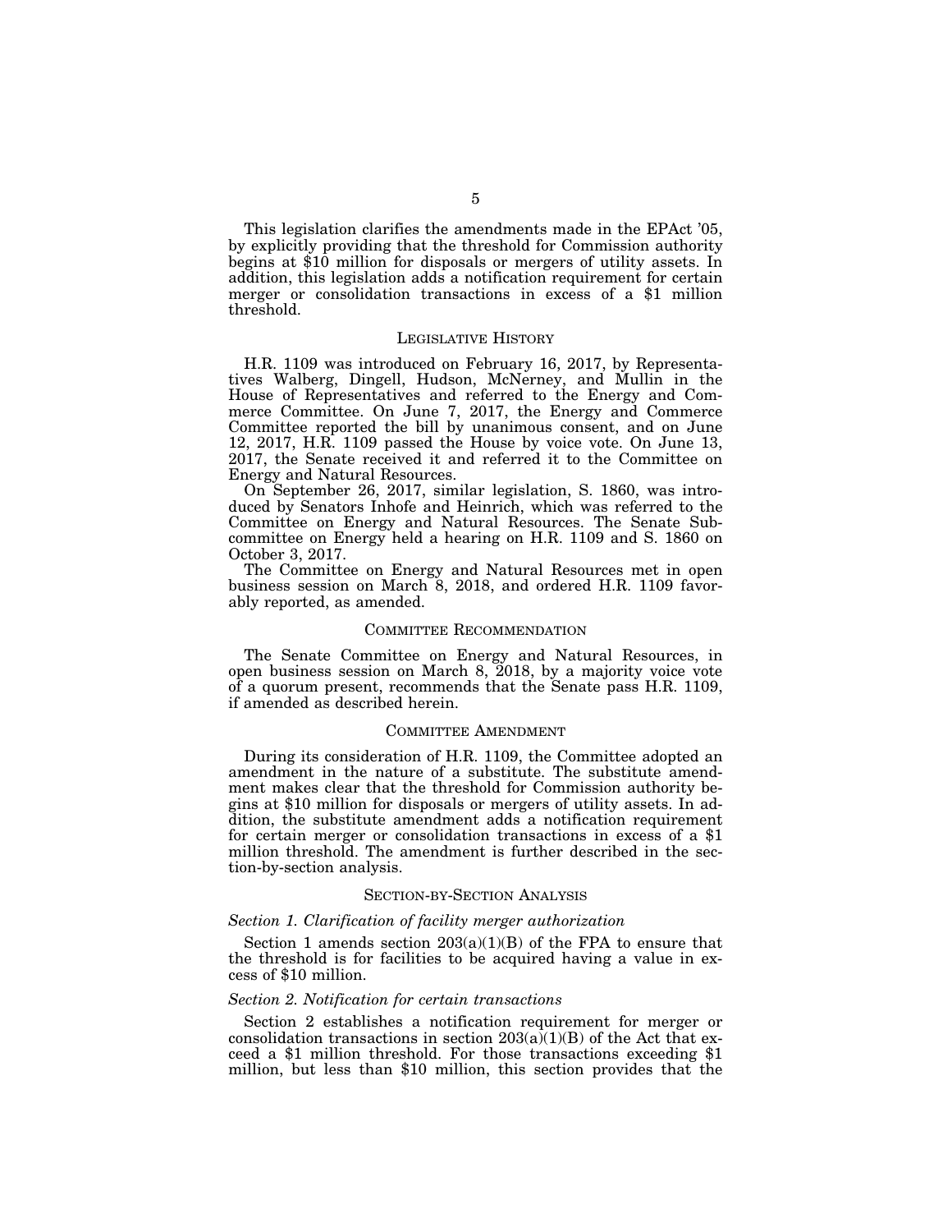This legislation clarifies the amendments made in the EPAct '05, by explicitly providing that the threshold for Commission authority begins at $10 million for disposals or mergers of utility assets. In addition, this legislation adds a notification requirement for certain merger or consolidation transactions in excess of a $1 million threshold.

## LEGISLATIVE HISTORY

H.R. 1109 was introduced on February 16, 2017, by Representatives Walberg, Dingell, Hudson, McNerney, and Mullin in the House of Representatives and referred to the Energy and Commerce Committee. On June 7, 2017, the Energy and Commerce Committee reported the bill by unanimous consent, and on June 12, 2017, H.R. 1109 passed the House by voice vote. On June 13, 2017, the Senate received it and referred it to the Committee on Energy and Natural Resources.

On September 26, 2017, similar legislation, S. 1860, was introduced by Senators Inhofe and Heinrich, which was referred to the Committee on Energy and Natural Resources. The Senate Subcommittee on Energy held a hearing on H.R. 1109 and S. 1860 on October 3, 2017.

The Committee on Energy and Natural Resources met in open business session on March 8, 2018, and ordered H.R. 1109 favorably reported, as amended.

## COMMITTEE RECOMMENDATION

The Senate Committee on Energy and Natural Resources, in open business session on March 8, 2018, by a majority voice vote of a quorum present, recommends that the Senate pass H.R. 1109, if amended as described herein.

## COMMITTEE AMENDMENT

During its consideration of H.R. 1109, the Committee adopted an amendment in the nature of a substitute. The substitute amendment makes clear that the threshold for Commission authority begins at $10 million for disposals or mergers of utility assets. In addition, the substitute amendment adds a notification requirement for certain merger or consolidation transactions in excess of a $1 million threshold. The amendment is further described in the section-by-section analysis.

## SECTION-BY-SECTION ANALYSIS

### *Section 1. Clarification of facility merger authorization*

Section 1 amends section 203(a)(1)(B) of the FPA to ensure that the threshold is for facilities to be acquired having a value in excess of $10 million.

### *Section 2. Notification for certain transactions*

Section 2 establishes a notification requirement for merger or consolidation transactions in section 203(a)(1)(B) of the Act that exceed a $1 million threshold. For those transactions exceeding $1 million, but less than $10 million, this section provides that the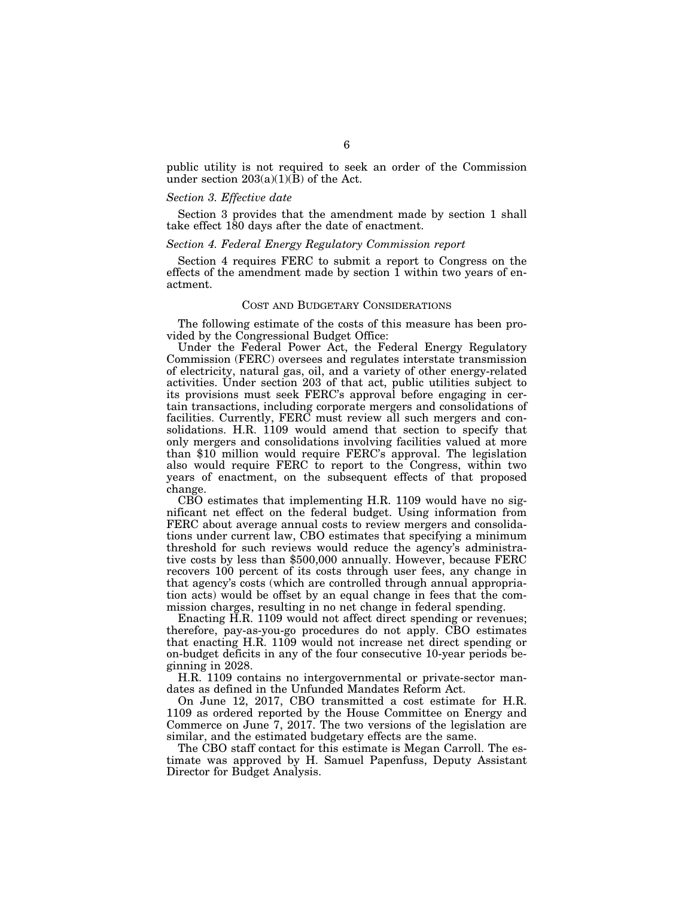public utility is not required to seek an order of the Commission under section 203(a)(1)(B) of the Act.

*Section 3. Effective date*

Section 3 provides that the amendment made by section 1 shall take effect 180 days after the date of enactment.

*Section 4. Federal Energy Regulatory Commission report*

Section 4 requires FERC to submit a report to Congress on the effects of the amendment made by section 1 within two years of enactment.

## COST AND BUDGETARY CONSIDERATIONS

The following estimate of the costs of this measure has been provided by the Congressional Budget Office:

Under the Federal Power Act, the Federal Energy Regulatory Commission (FERC) oversees and regulates interstate transmission of electricity, natural gas, oil, and a variety of other energy-related activities. Under section 203 of that act, public utilities subject to its provisions must seek FERC's approval before engaging in certain transactions, including corporate mergers and consolidations of facilities. Currently, FERC must review all such mergers and consolidations. H.R. 1109 would amend that section to specify that only mergers and consolidations involving facilities valued at more than $10 million would require FERC's approval. The legislation also would require FERC to report to the Congress, within two years of enactment, on the subsequent effects of that proposed change.

CBO estimates that implementing H.R. 1109 would have no significant net effect on the federal budget. Using information from FERC about average annual costs to review mergers and consolidations under current law, CBO estimates that specifying a minimum threshold for such reviews would reduce the agency's administrative costs by less than $500,000 annually. However, because FERC recovers 100 percent of its costs through user fees, any change in that agency's costs (which are controlled through annual appropriation acts) would be offset by an equal change in fees that the commission charges, resulting in no net change in federal spending.

Enacting H.R. 1109 would not affect direct spending or revenues; therefore, pay-as-you-go procedures do not apply. CBO estimates that enacting H.R. 1109 would not increase net direct spending or on-budget deficits in any of the four consecutive 10-year periods beginning in 2028.

H.R. 1109 contains no intergovernmental or private-sector mandates as defined in the Unfunded Mandates Reform Act.

On June 12, 2017, CBO transmitted a cost estimate for H.R. 1109 as ordered reported by the House Committee on Energy and Commerce on June 7, 2017. The two versions of the legislation are similar, and the estimated budgetary effects are the same.

The CBO staff contact for this estimate is Megan Carroll. The estimate was approved by H. Samuel Papenfuss, Deputy Assistant Director for Budget Analysis.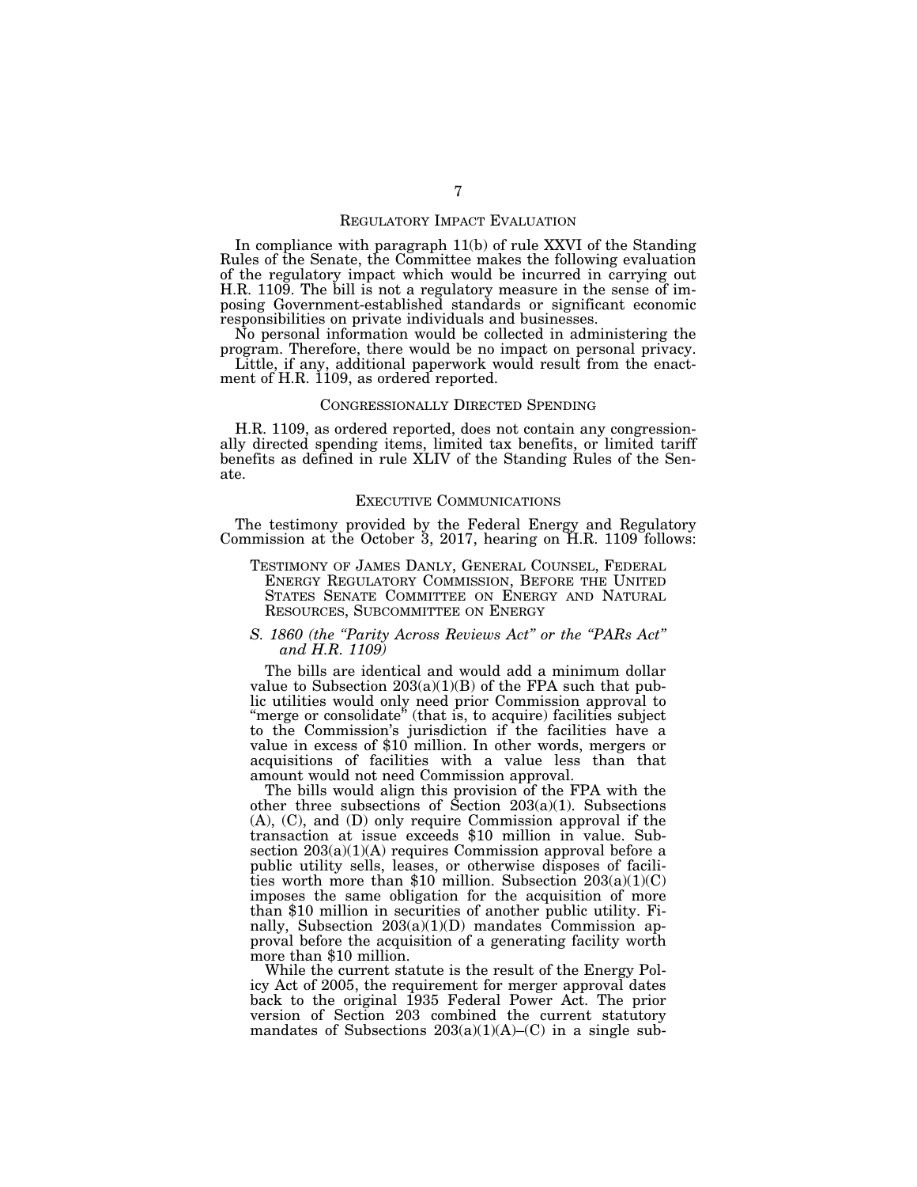## Regulatory Impact Evaluation

In compliance with paragraph 11(b) of rule XXVI of the Standing Rules of the Senate, the Committee makes the following evaluation of the regulatory impact which would be incurred in carrying out H.R. 1109. The bill is not a regulatory measure in the sense of imposing Government-established standards or significant economic responsibilities on private individuals and businesses.

No personal information would be collected in administering the program. Therefore, there would be no impact on personal privacy.

Little, if any, additional paperwork would result from the enactment of H.R. 1109, as ordered reported.

## Congressionally Directed Spending

H.R. 1109, as ordered reported, does not contain any congressionally directed spending items, limited tax benefits, or limited tariff benefits as defined in rule XLIV of the Standing Rules of the Senate.

## Executive Communications

The testimony provided by the Federal Energy and Regulatory Commission at the October 3, 2017, hearing on H.R. 1109 follows:

> Testimony of James Danly, General Counsel, Federal Energy Regulatory Commission, Before the United States Senate Committee on Energy and Natural Resources, Subcommittee on Energy
>
> *S. 1860 (the "Parity Across Reviews Act" or the "PARs Act" and H.R. 1109)*
>
> The bills are identical and would add a minimum dollar value to Subsection 203(a)(1)(B) of the FPA such that public utilities would only need prior Commission approval to "merge or consolidate" (that is, to acquire) facilities subject to the Commission's jurisdiction if the facilities have a value in excess of $10 million. In other words, mergers or acquisitions of facilities with a value less than that amount would not need Commission approval.
>
> The bills would align this provision of the FPA with the other three subsections of Section 203(a)(1). Subsections (A), (C), and (D) only require Commission approval if the transaction at issue exceeds $10 million in value. Subsection 203(a)(1)(A) requires Commission approval before a public utility sells, leases, or otherwise disposes of facilities worth more than $10 million. Subsection 203(a)(1)(C) imposes the same obligation for the acquisition of more than $10 million in securities of another public utility. Finally, Subsection 203(a)(1)(D) mandates Commission approval before the acquisition of a generating facility worth more than $10 million.
>
> While the current statute is the result of the Energy Policy Act of 2005, the requirement for merger approval dates back to the original 1935 Federal Power Act. The prior version of Section 203 combined the current statutory mandates of Subsections 203(a)(1)(A)–(C) in a single sub-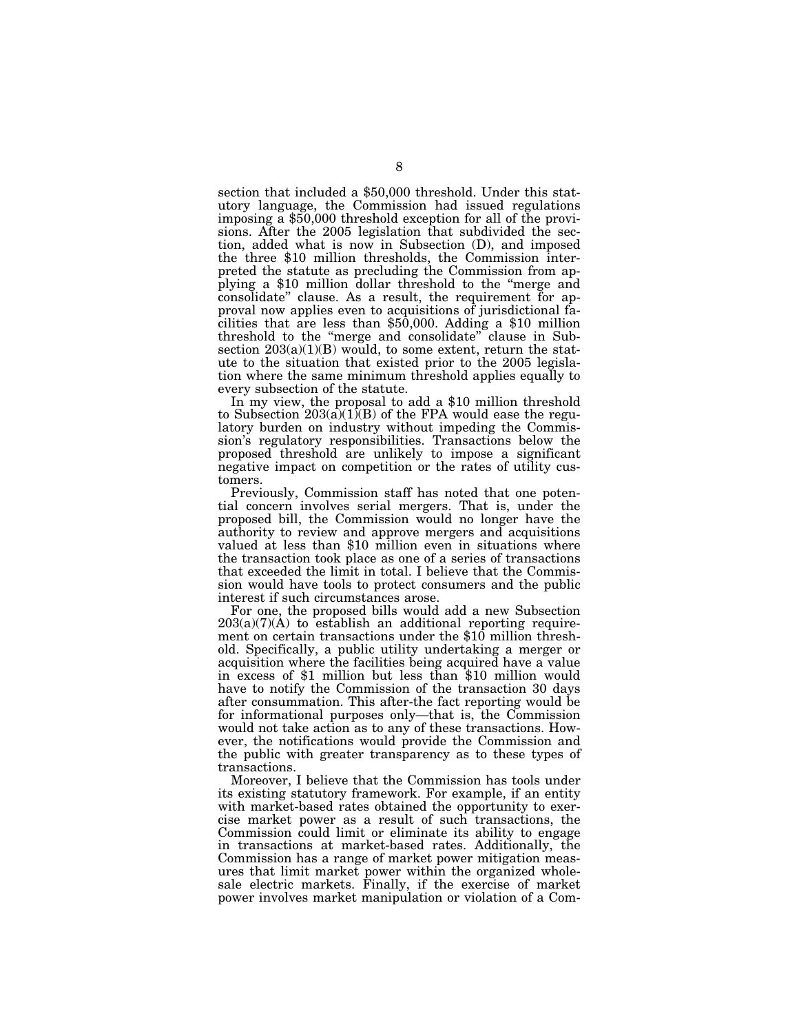section that included a $50,000 threshold. Under this statutory language, the Commission had issued regulations imposing a $50,000 threshold exception for all of the provisions. After the 2005 legislation that subdivided the section, added what is now in Subsection (D), and imposed the three $10 million thresholds, the Commission interpreted the statute as precluding the Commission from applying a $10 million dollar threshold to the "merge and consolidate" clause. As a result, the requirement for approval now applies even to acquisitions of jurisdictional facilities that are less than $50,000. Adding a $10 million threshold to the "merge and consolidate" clause in Subsection 203(a)(1)(B) would, to some extent, return the statute to the situation that existed prior to the 2005 legislation where the same minimum threshold applies equally to every subsection of the statute.

In my view, the proposal to add a $10 million threshold to Subsection 203(a)(1)(B) of the FPA would ease the regulatory burden on industry without impeding the Commission's regulatory responsibilities. Transactions below the proposed threshold are unlikely to impose a significant negative impact on competition or the rates of utility customers.

Previously, Commission staff has noted that one potential concern involves serial mergers. That is, under the proposed bill, the Commission would no longer have the authority to review and approve mergers and acquisitions valued at less than $10 million even in situations where the transaction took place as one of a series of transactions that exceeded the limit in total. I believe that the Commission would have tools to protect consumers and the public interest if such circumstances arose.

For one, the proposed bills would add a new Subsection 203(a)(7)(A) to establish an additional reporting requirement on certain transactions under the $10 million threshold. Specifically, a public utility undertaking a merger or acquisition where the facilities being acquired have a value in excess of $1 million but less than $10 million would have to notify the Commission of the transaction 30 days after consummation. This after-the fact reporting would be for informational purposes only—that is, the Commission would not take action as to any of these transactions. However, the notifications would provide the Commission and the public with greater transparency as to these types of transactions.

Moreover, I believe that the Commission has tools under its existing statutory framework. For example, if an entity with market-based rates obtained the opportunity to exercise market power as a result of such transactions, the Commission could limit or eliminate its ability to engage in transactions at market-based rates. Additionally, the Commission has a range of market power mitigation measures that limit market power within the organized wholesale electric markets. Finally, if the exercise of market power involves market manipulation or violation of a Com-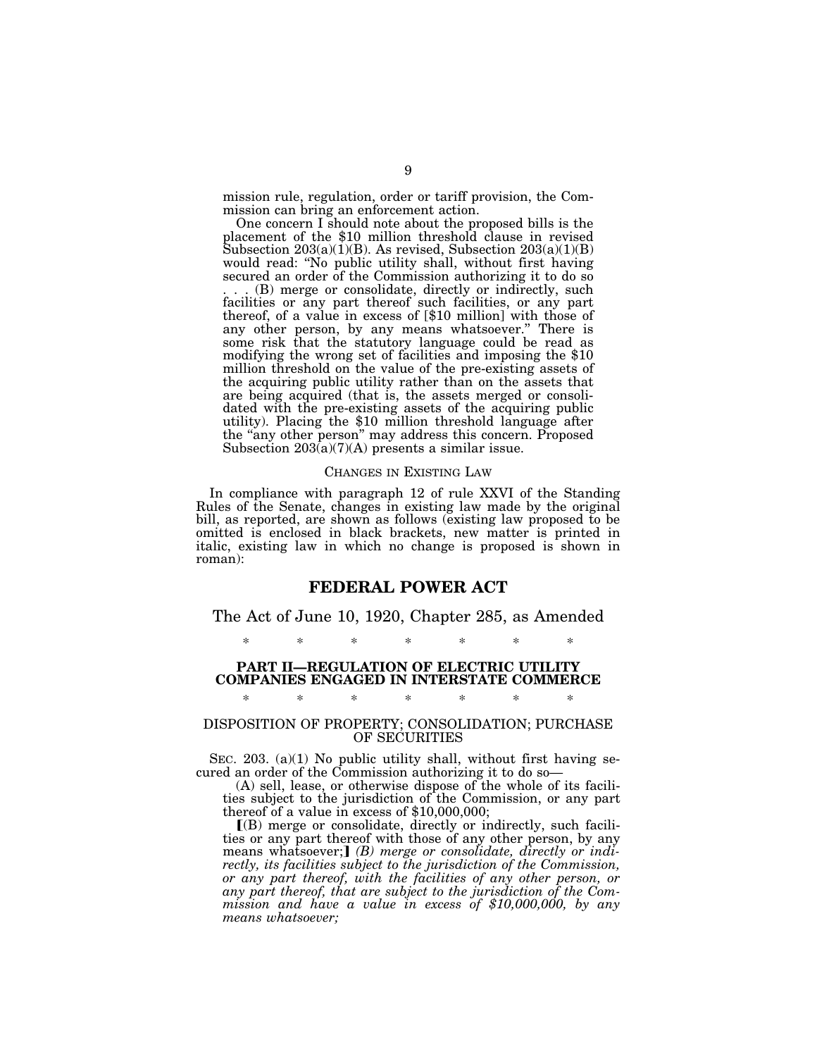mission rule, regulation, order or tariff provision, the Commission can bring an enforcement action.

One concern I should note about the proposed bills is the placement of the $10 million threshold clause in revised Subsection 203(a)(1)(B). As revised, Subsection 203(a)(1)(B) would read: "No public utility shall, without first having secured an order of the Commission authorizing it to do so . . . (B) merge or consolidate, directly or indirectly, such facilities or any part thereof such facilities, or any part thereof, of a value in excess of [$10 million] with those of any other person, by any means whatsoever." There is some risk that the statutory language could be read as modifying the wrong set of facilities and imposing the $10 million threshold on the value of the pre-existing assets of the acquiring public utility rather than on the assets that are being acquired (that is, the assets merged or consolidated with the pre-existing assets of the acquiring public utility). Placing the $10 million threshold language after the "any other person" may address this concern. Proposed Subsection 203(a)(7)(A) presents a similar issue.

## CHANGES IN EXISTING LAW

In compliance with paragraph 12 of rule XXVI of the Standing Rules of the Senate, changes in existing law made by the original bill, as reported, are shown as follows (existing law proposed to be omitted is enclosed in black brackets, new matter is printed in italic, existing law in which no change is proposed is shown in roman):

# FEDERAL POWER ACT

## The Act of June 10, 1920, Chapter 285, as Amended

\* \* \* \* \* \* \*

### PART II—REGULATION OF ELECTRIC UTILITY COMPANIES ENGAGED IN INTERSTATE COMMERCE

\* \* \* \* \* \* \*

### DISPOSITION OF PROPERTY; CONSOLIDATION; PURCHASE OF SECURITIES

SEC. 203. (a)(1) No public utility shall, without first having secured an order of the Commission authorizing it to do so—

(A) sell, lease, or otherwise dispose of the whole of its facilities subject to the jurisdiction of the Commission, or any part thereof of a value in excess of $10,000,000;

⟦(B) merge or consolidate, directly or indirectly, such facilities or any part thereof with those of any other person, by any means whatsoever;⟧ *(B) merge or consolidate, directly or indirectly, its facilities subject to the jurisdiction of the Commission, or any part thereof, with the facilities of any other person, or any part thereof, that are subject to the jurisdiction of the Commission and have a value in excess of $10,000,000, by any means whatsoever;*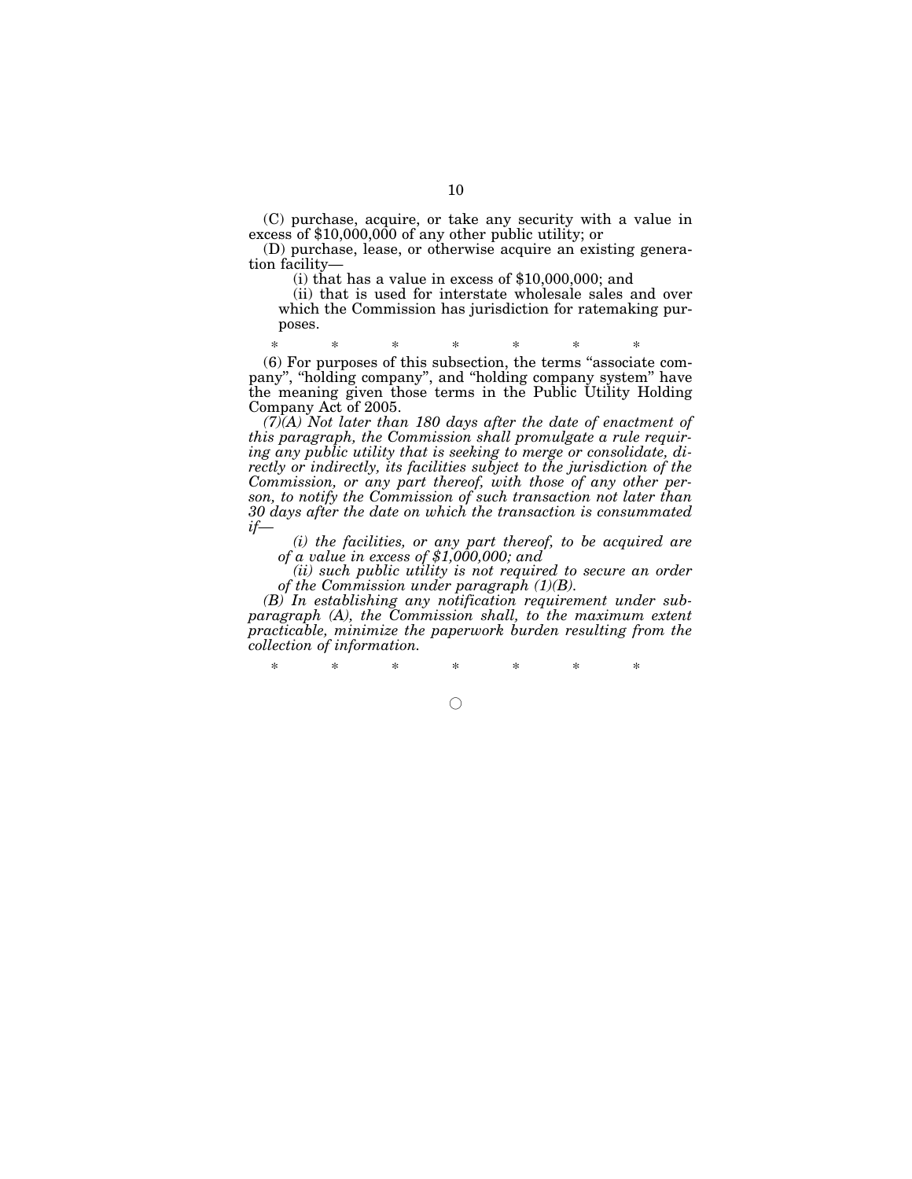(C) purchase, acquire, or take any security with a value in excess of $10,000,000 of any other public utility; or

(D) purchase, lease, or otherwise acquire an existing generation facility—

(i) that has a value in excess of $10,000,000; and

(ii) that is used for interstate wholesale sales and over which the Commission has jurisdiction for ratemaking purposes.

\* \* \* \* \* \* \*

(6) For purposes of this subsection, the terms "associate company", "holding company", and "holding company system" have the meaning given those terms in the Public Utility Holding Company Act of 2005.

*(7)(A) Not later than 180 days after the date of enactment of this paragraph, the Commission shall promulgate a rule requiring any public utility that is seeking to merge or consolidate, directly or indirectly, its facilities subject to the jurisdiction of the Commission, or any part thereof, with those of any other person, to notify the Commission of such transaction not later than 30 days after the date on which the transaction is consummated if—*

*(i) the facilities, or any part thereof, to be acquired are of a value in excess of $1,000,000; and*

*(ii) such public utility is not required to secure an order of the Commission under paragraph (1)(B).*

*(B) In establishing any notification requirement under subparagraph (A), the Commission shall, to the maximum extent practicable, minimize the paperwork burden resulting from the collection of information.*

\* \* \* \* \* \* \*